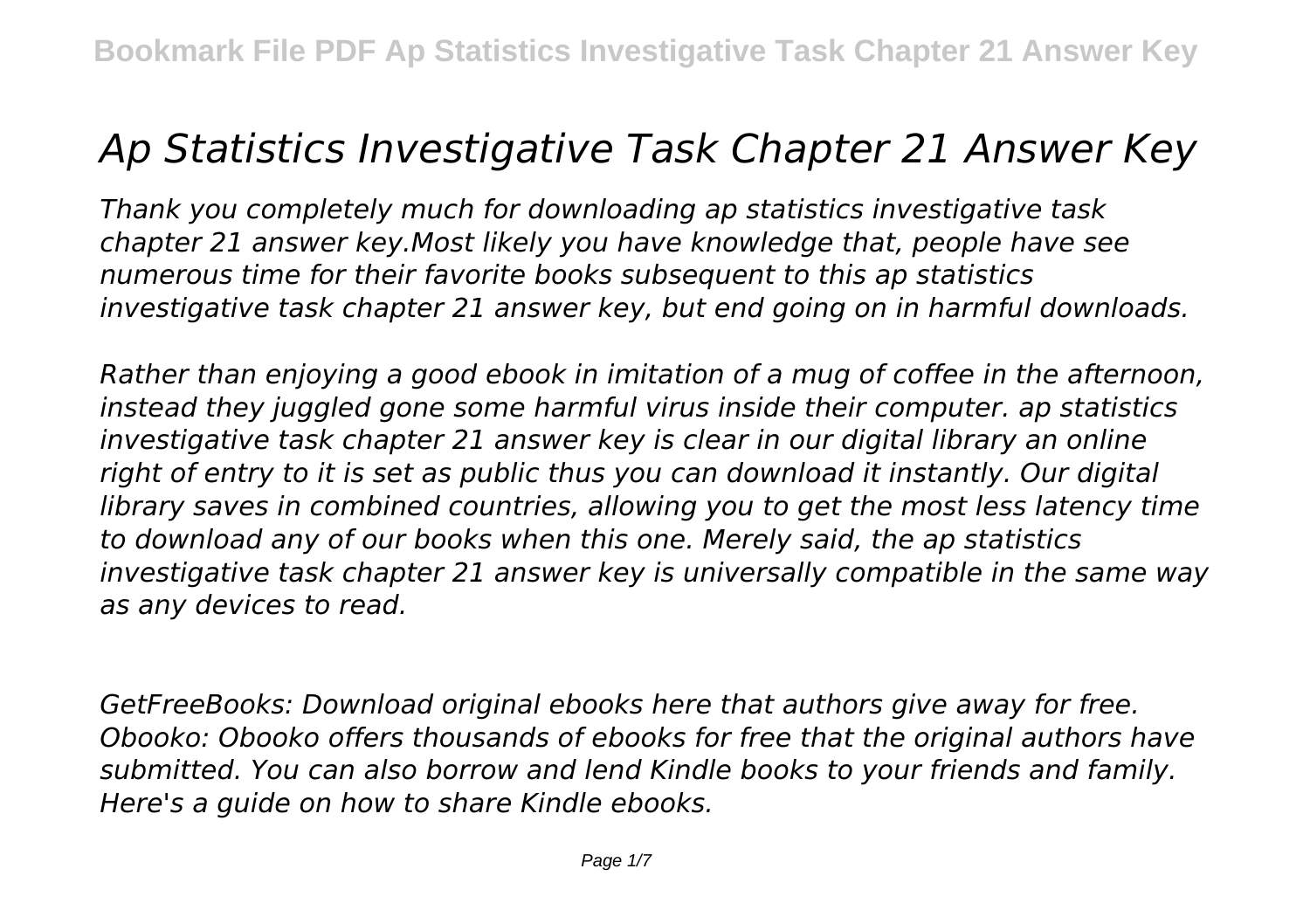# *Ap Statistics Investigative Task Chapter 21 Answer Key*

*Thank you completely much for downloading ap statistics investigative task chapter 21 answer key.Most likely you have knowledge that, people have see numerous time for their favorite books subsequent to this ap statistics investigative task chapter 21 answer key, but end going on in harmful downloads.*

*Rather than enjoying a good ebook in imitation of a mug of coffee in the afternoon, instead they juggled gone some harmful virus inside their computer. ap statistics investigative task chapter 21 answer key is clear in our digital library an online right of entry to it is set as public thus you can download it instantly. Our digital library saves in combined countries, allowing you to get the most less latency time to download any of our books when this one. Merely said, the ap statistics investigative task chapter 21 answer key is universally compatible in the same way as any devices to read.*

*GetFreeBooks: Download original ebooks here that authors give away for free. Obooko: Obooko offers thousands of ebooks for free that the original authors have submitted. You can also borrow and lend Kindle books to your friends and family. Here's a guide on how to share Kindle ebooks.*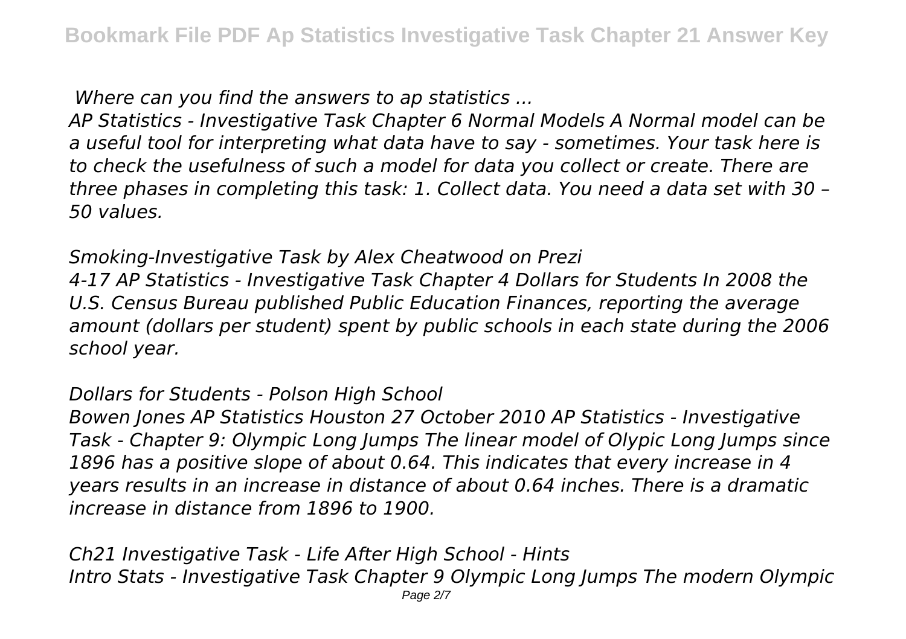*Where can you find the answers to ap statistics ...*

*AP Statistics - Investigative Task Chapter 6 Normal Models A Normal model can be a useful tool for interpreting what data have to say - sometimes. Your task here is to check the usefulness of such a model for data you collect or create. There are three phases in completing this task: 1. Collect data. You need a data set with 30 – 50 values.*

*Smoking-Investigative Task by Alex Cheatwood on Prezi*

*4-17 AP Statistics - Investigative Task Chapter 4 Dollars for Students In 2008 the U.S. Census Bureau published Public Education Finances, reporting the average amount (dollars per student) spent by public schools in each state during the 2006 school year.*

*Dollars for Students - Polson High School*

*Bowen Jones AP Statistics Houston 27 October 2010 AP Statistics - Investigative Task - Chapter 9: Olympic Long Jumps The linear model of Olypic Long Jumps since 1896 has a positive slope of about 0.64. This indicates that every increase in 4 years results in an increase in distance of about 0.64 inches. There is a dramatic increase in distance from 1896 to 1900.*

*Ch21 Investigative Task - Life After High School - Hints*

*Intro Stats - Investigative Task Chapter 9 Olympic Long Jumps The modern Olympic*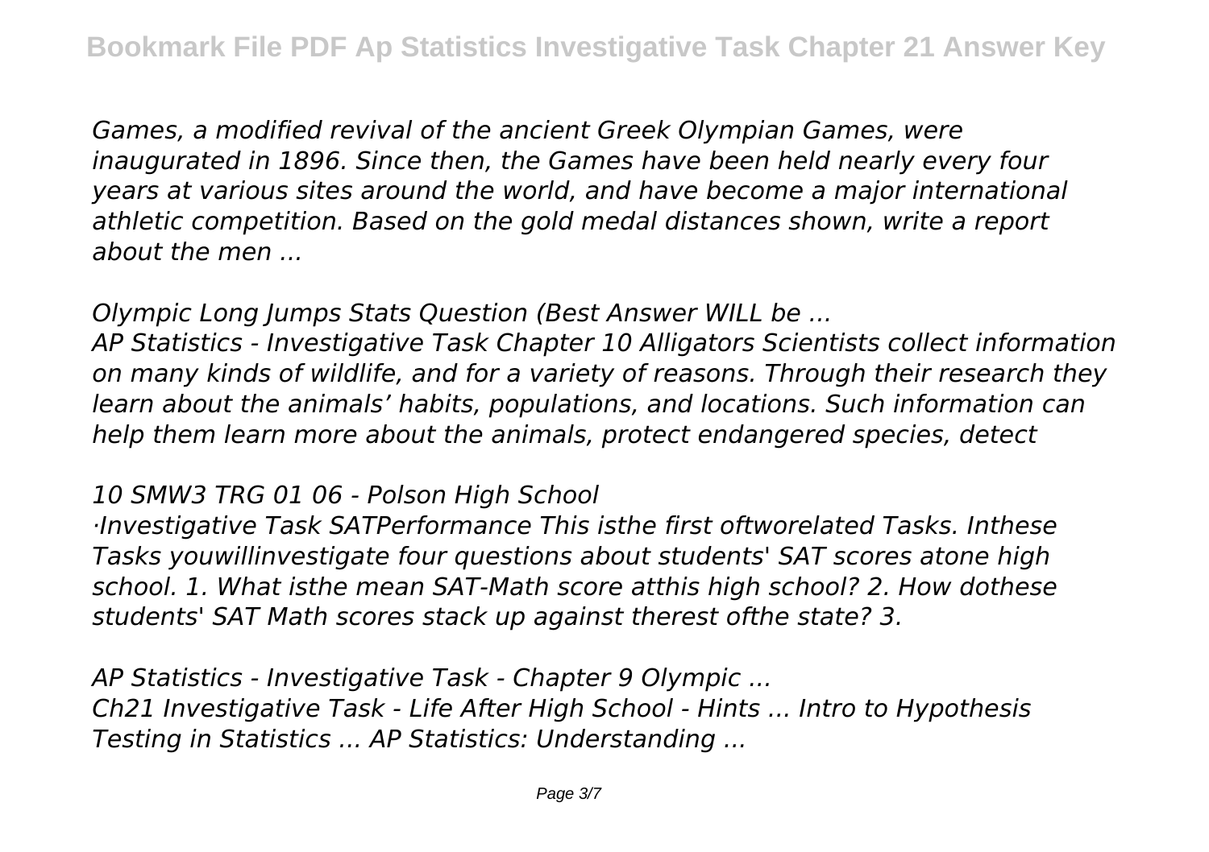*Games, a modified revival of the ancient Greek Olympian Games, were inaugurated in 1896. Since then, the Games have been held nearly every four years at various sites around the world, and have become a major international athletic competition. Based on the gold medal distances shown, write a report about the men ...*

*Olympic Long Jumps Stats Question (Best Answer WILL be ...*

*AP Statistics - Investigative Task Chapter 10 Alligators Scientists collect information on many kinds of wildlife, and for a variety of reasons. Through their research they learn about the animals' habits, populations, and locations. Such information can help them learn more about the animals, protect endangered species, detect*

*10 SMW3 TRG 01 06 - Polson High School*

*·Investigative Task SATPerformance This isthe first oftworelated Tasks. Inthese Tasks youwillinvestigate four questions about students' SAT scores atone high school. 1. What isthe mean SAT-Math score atthis high school? 2. How dothese students' SAT Math scores stack up against therest ofthe state? 3.*

*AP Statistics - Investigative Task - Chapter 9 Olympic ...*

*Ch21 Investigative Task - Life After High School - Hints ... Intro to Hypothesis Testing in Statistics ... AP Statistics: Understanding ...*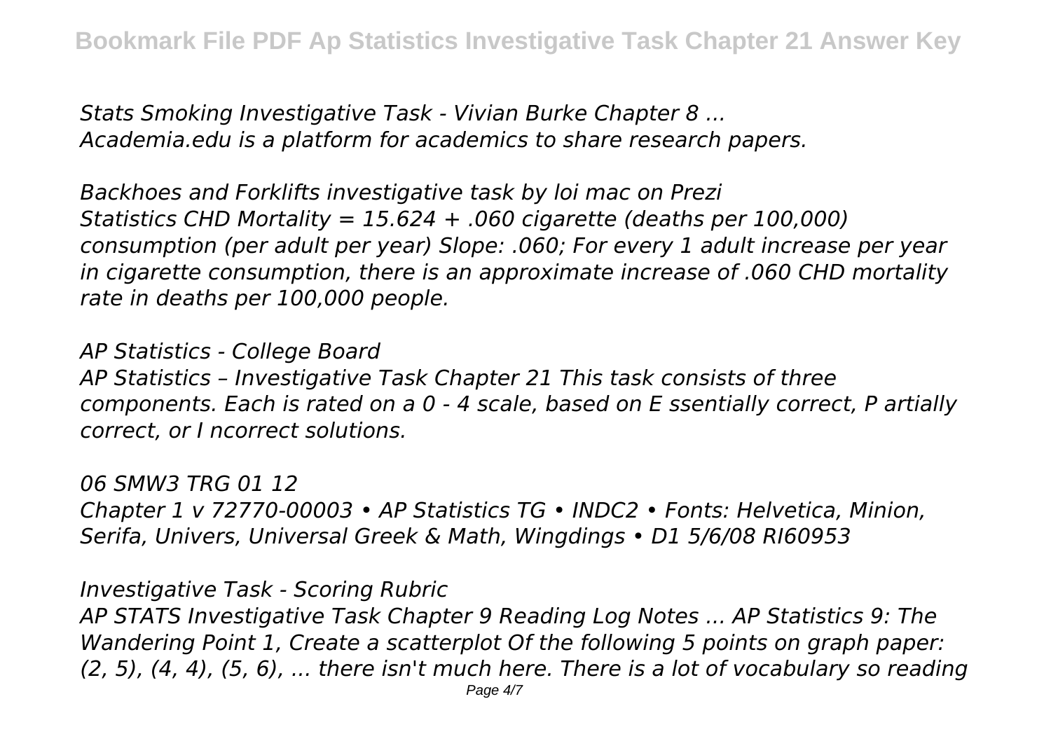*Stats Smoking Investigative Task - Vivian Burke Chapter 8 ...*
*Academia.edu is a platform for academics to share research papers.*

*Backhoes and Forklifts investigative task by loi mac on Prezi*
*Statistics CHD Mortality = 15.624 + .060 cigarette (deaths per 100,000) consumption (per adult per year) Slope: .060; For every 1 adult increase per year in cigarette consumption, there is an approximate increase of .060 CHD mortality rate in deaths per 100,000 people.*

*AP Statistics - College Board*
*AP Statistics – Investigative Task Chapter 21 This task consists of three components. Each is rated on a 0 - 4 scale, based on E ssentially correct, P artially correct, or I ncorrect solutions.*

*06 SMW3 TRG 01 12*
*Chapter 1 v 72770-00003 • AP Statistics TG • INDC2 • Fonts: Helvetica, Minion, Serifa, Univers, Universal Greek & Math, Wingdings • D1 5/6/08 RI60953*

*Investigative Task - Scoring Rubric*
*AP STATS Investigative Task Chapter 9 Reading Log Notes ... AP Statistics 9: The Wandering Point 1, Create a scatterplot Of the following 5 points on graph paper: (2, 5), (4, 4), (5, 6), ... there isn't much here. There is a lot of vocabulary so reading*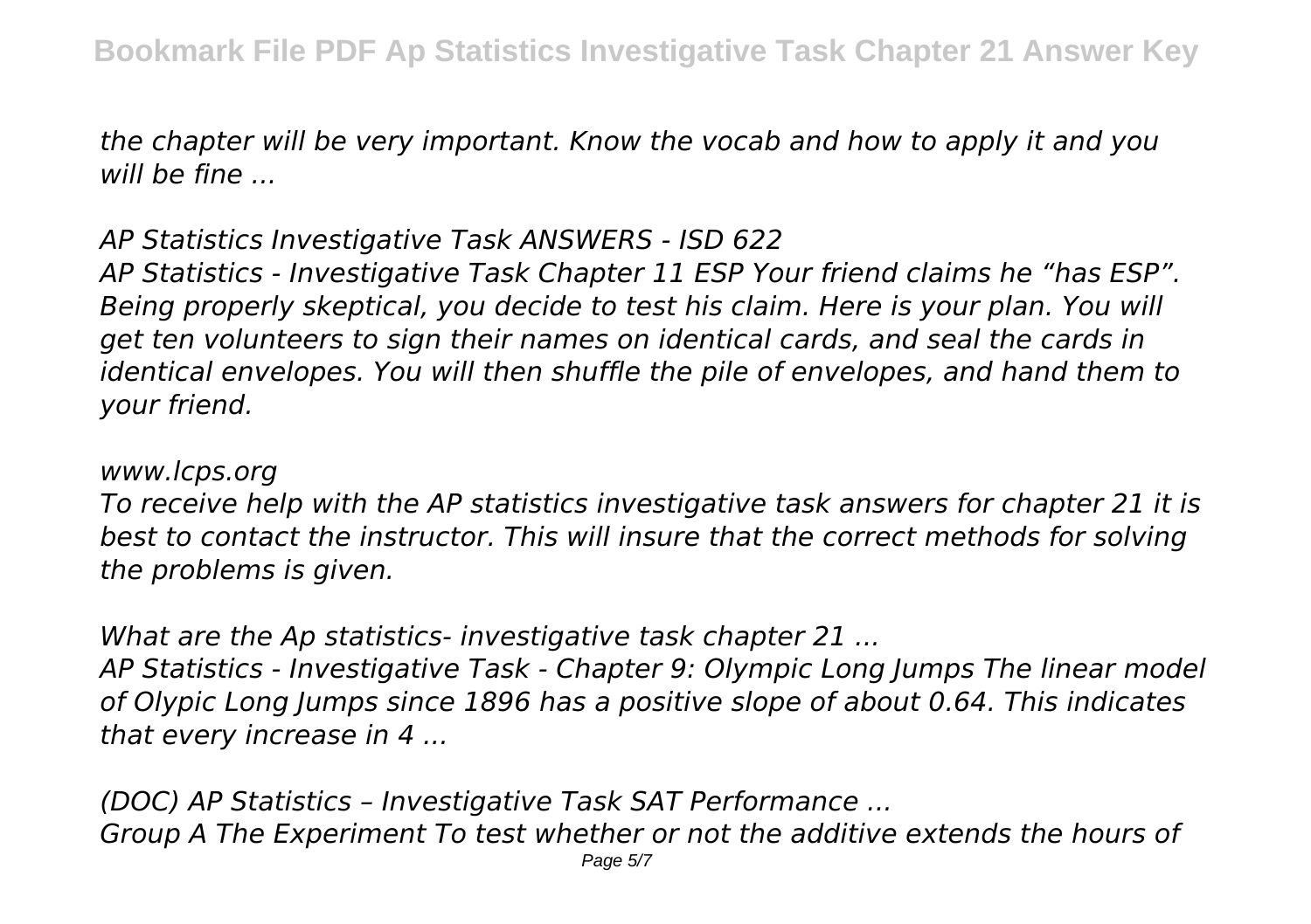*the chapter will be very important. Know the vocab and how to apply it and you will be fine ...*

*AP Statistics Investigative Task ANSWERS - ISD 622*

*AP Statistics - Investigative Task Chapter 11 ESP Your friend claims he "has ESP". Being properly skeptical, you decide to test his claim. Here is your plan. You will get ten volunteers to sign their names on identical cards, and seal the cards in identical envelopes. You will then shuffle the pile of envelopes, and hand them to your friend.*

*www.lcps.org*

*To receive help with the AP statistics investigative task answers for chapter 21 it is best to contact the instructor. This will insure that the correct methods for solving the problems is given.*

*What are the Ap statistics- investigative task chapter 21 ...*

*AP Statistics - Investigative Task - Chapter 9: Olympic Long Jumps The linear model of Olypic Long Jumps since 1896 has a positive slope of about 0.64. This indicates that every increase in 4 ...*

*(DOC) AP Statistics – Investigative Task SAT Performance ...*

*Group A The Experiment To test whether or not the additive extends the hours of*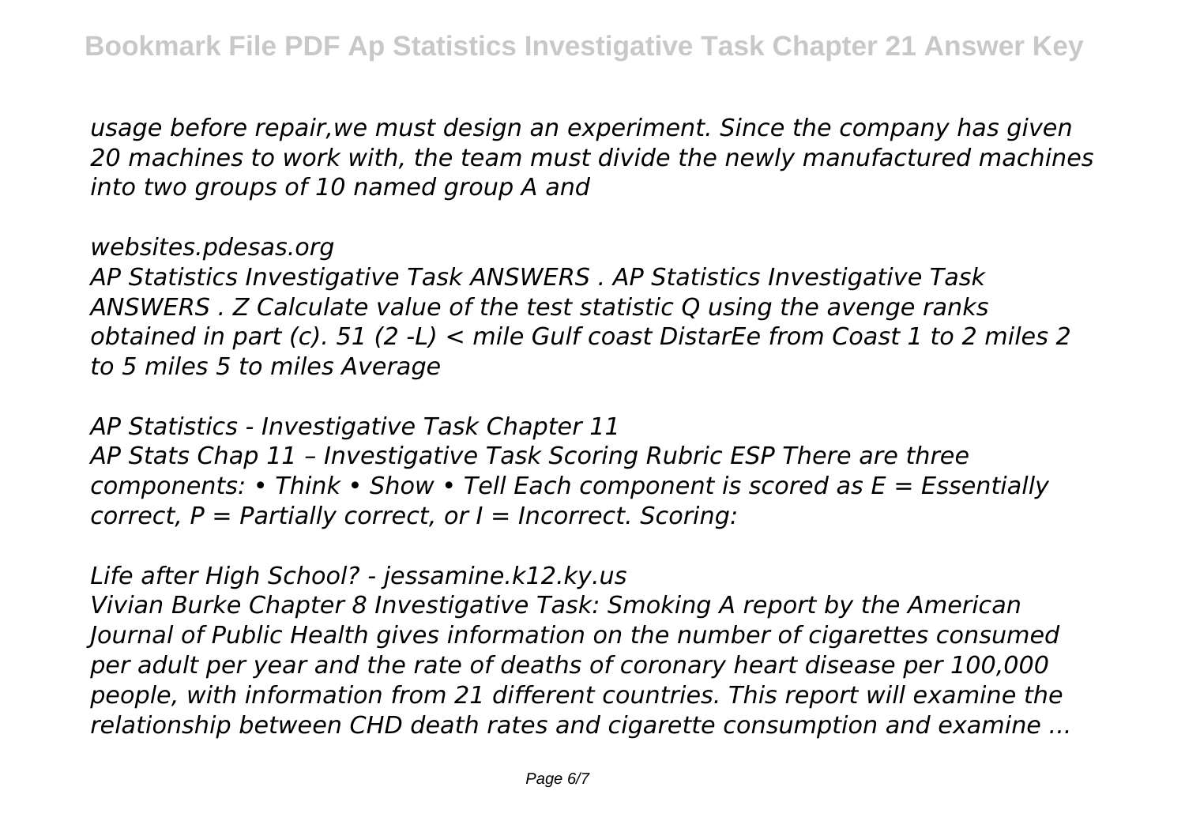*usage before repair,we must design an experiment. Since the company has given 20 machines to work with, the team must divide the newly manufactured machines into two groups of 10 named group A and*

*websites.pdesas.org*

*AP Statistics Investigative Task ANSWERS . AP Statistics Investigative Task ANSWERS . Z Calculate value of the test statistic Q using the avenge ranks obtained in part (c). 51 (2 -L) < mile Gulf coast DistarEe from Coast 1 to 2 miles 2 to 5 miles 5 to miles Average*

*AP Statistics - Investigative Task Chapter 11*

*AP Stats Chap 11 – Investigative Task Scoring Rubric ESP There are three components: • Think • Show • Tell Each component is scored as E = Essentially correct, P = Partially correct, or I = Incorrect. Scoring:*

*Life after High School? - jessamine.k12.ky.us*

*Vivian Burke Chapter 8 Investigative Task: Smoking A report by the American Journal of Public Health gives information on the number of cigarettes consumed per adult per year and the rate of deaths of coronary heart disease per 100,000 people, with information from 21 different countries. This report will examine the relationship between CHD death rates and cigarette consumption and examine ...*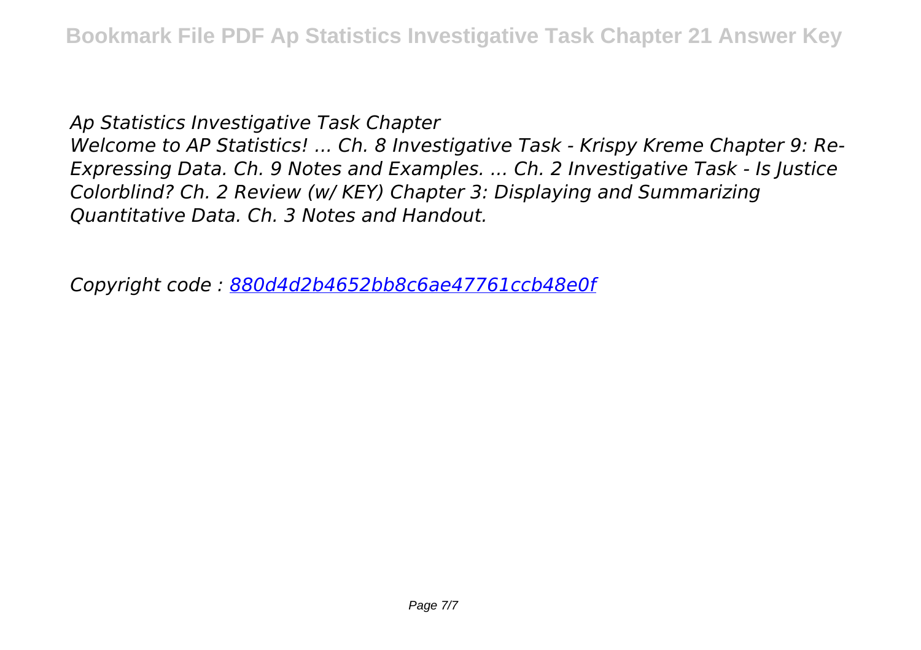*Ap Statistics Investigative Task Chapter*

*Welcome to AP Statistics! ... Ch. 8 Investigative Task - Krispy Kreme Chapter 9: Re-Expressing Data. Ch. 9 Notes and Examples. ... Ch. 2 Investigative Task - Is Justice Colorblind? Ch. 2 Review (w/ KEY) Chapter 3: Displaying and Summarizing Quantitative Data. Ch. 3 Notes and Handout.*

*Copyright code : [880d4d2b4652bb8c6ae47761ccb48e0f](880d4d2b4652bb8c6ae47761ccb48e0f)*